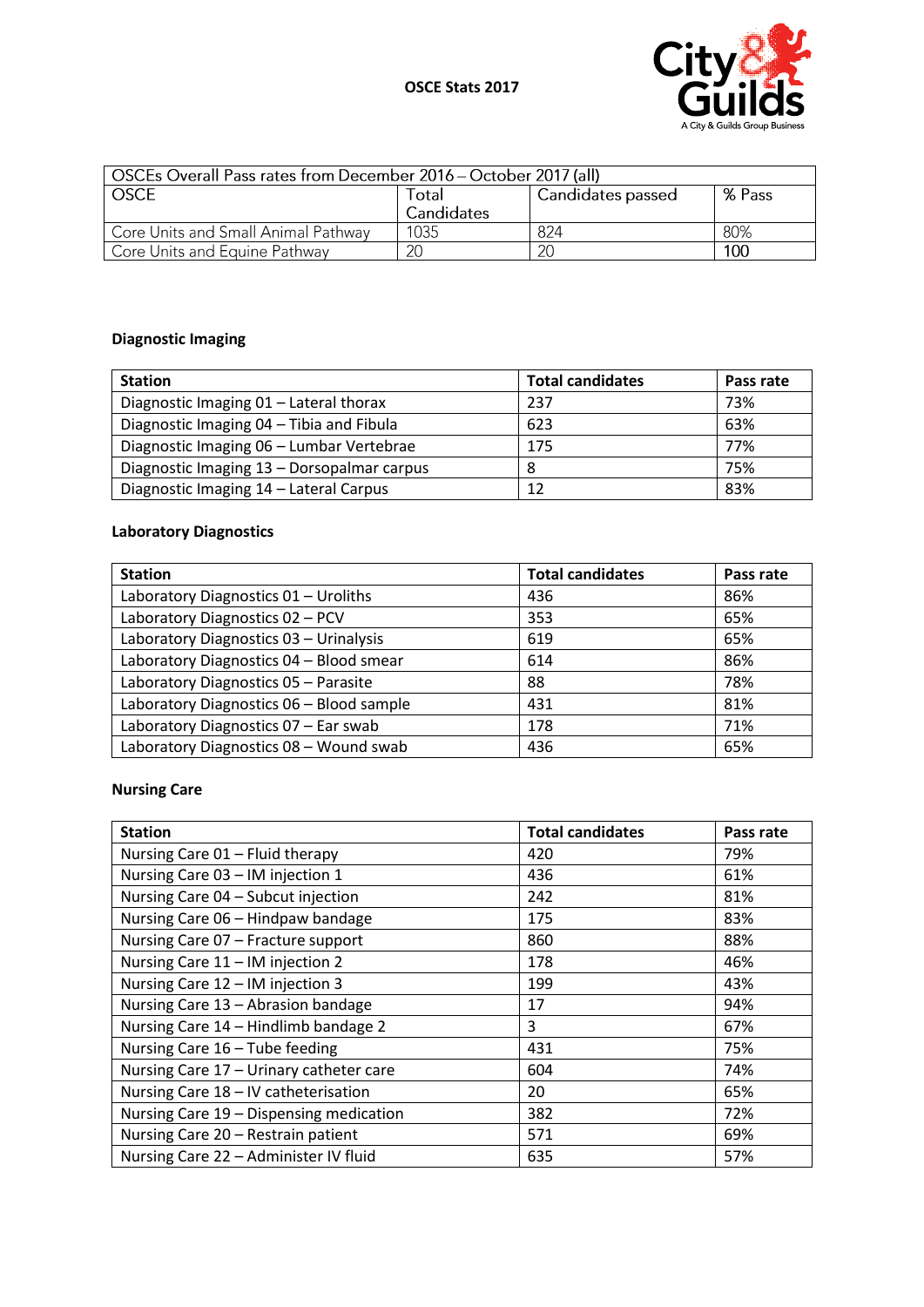# OSCE Stats 2017

| OSCEs Overall Pass rates from December 2016 – October 2017 (all) | | | |
|---|---|---|---|
| OSCE | Total Candidates | Candidates passed | % Pass |
| Core Units and Small Animal Pathway | 1035 | 824 | 80% |
| Core Units and Equine Pathway | 20 | 20 | 100 |

**Diagnostic Imaging**

| Station | Total candidates | Pass rate |
|---|---|---|
| Diagnostic Imaging 01 – Lateral thorax | 237 | 73% |
| Diagnostic Imaging 04 – Tibia and Fibula | 623 | 63% |
| Diagnostic Imaging 06 – Lumbar Vertebrae | 175 | 77% |
| Diagnostic Imaging 13 – Dorsopalmar carpus | 8 | 75% |
| Diagnostic Imaging 14 – Lateral Carpus | 12 | 83% |

**Laboratory Diagnostics**

| Station | Total candidates | Pass rate |
|---|---|---|
| Laboratory Diagnostics 01 – Uroliths | 436 | 86% |
| Laboratory Diagnostics 02 – PCV | 353 | 65% |
| Laboratory Diagnostics 03 – Urinalysis | 619 | 65% |
| Laboratory Diagnostics 04 – Blood smear | 614 | 86% |
| Laboratory Diagnostics 05 – Parasite | 88 | 78% |
| Laboratory Diagnostics 06 – Blood sample | 431 | 81% |
| Laboratory Diagnostics 07 – Ear swab | 178 | 71% |
| Laboratory Diagnostics 08 – Wound swab | 436 | 65% |

**Nursing Care**

| Station | Total candidates | Pass rate |
|---|---|---|
| Nursing Care 01 – Fluid therapy | 420 | 79% |
| Nursing Care 03 – IM injection 1 | 436 | 61% |
| Nursing Care 04 – Subcut injection | 242 | 81% |
| Nursing Care 06 – Hindpaw bandage | 175 | 83% |
| Nursing Care 07 – Fracture support | 860 | 88% |
| Nursing Care 11 – IM injection 2 | 178 | 46% |
| Nursing Care 12 – IM injection 3 | 199 | 43% |
| Nursing Care 13 – Abrasion bandage | 17 | 94% |
| Nursing Care 14 – Hindlimb bandage 2 | 3 | 67% |
| Nursing Care 16 – Tube feeding | 431 | 75% |
| Nursing Care 17 – Urinary catheter care | 604 | 74% |
| Nursing Care 18 – IV catheterisation | 20 | 65% |
| Nursing Care 19 – Dispensing medication | 382 | 72% |
| Nursing Care 20 – Restrain patient | 571 | 69% |
| Nursing Care 22 – Administer IV fluid | 635 | 57% |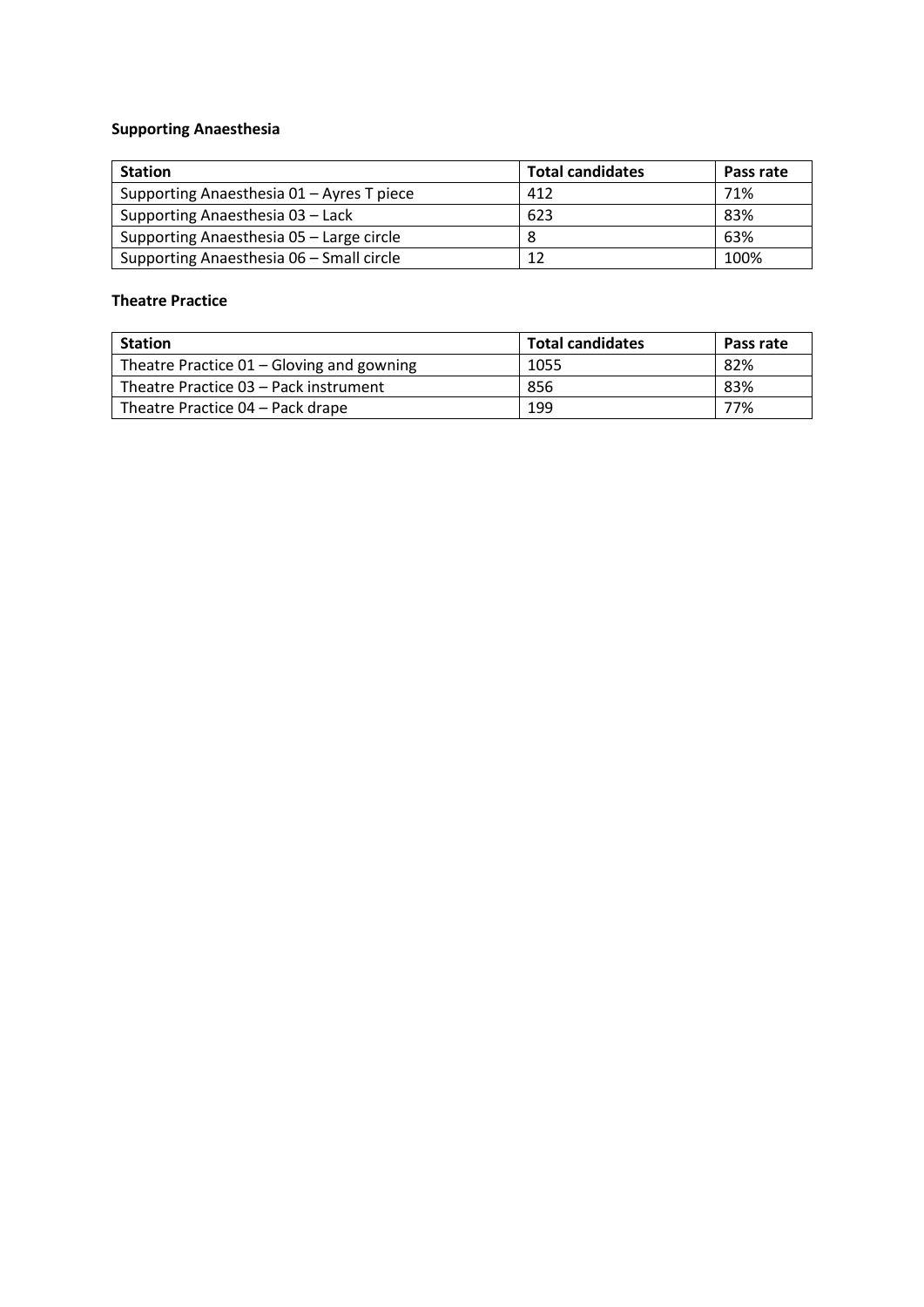**Supporting Anaesthesia**

| Station | Total candidates | Pass rate |
| --- | --- | --- |
| Supporting Anaesthesia 01 – Ayres T piece | 412 | 71% |
| Supporting Anaesthesia 03 – Lack | 623 | 83% |
| Supporting Anaesthesia 05 – Large circle | 8 | 63% |
| Supporting Anaesthesia 06 – Small circle | 12 | 100% |

**Theatre Practice**

| Station | Total candidates | Pass rate |
| --- | --- | --- |
| Theatre Practice 01 – Gloving and gowning | 1055 | 82% |
| Theatre Practice 03 – Pack instrument | 856 | 83% |
| Theatre Practice 04 – Pack drape | 199 | 77% |